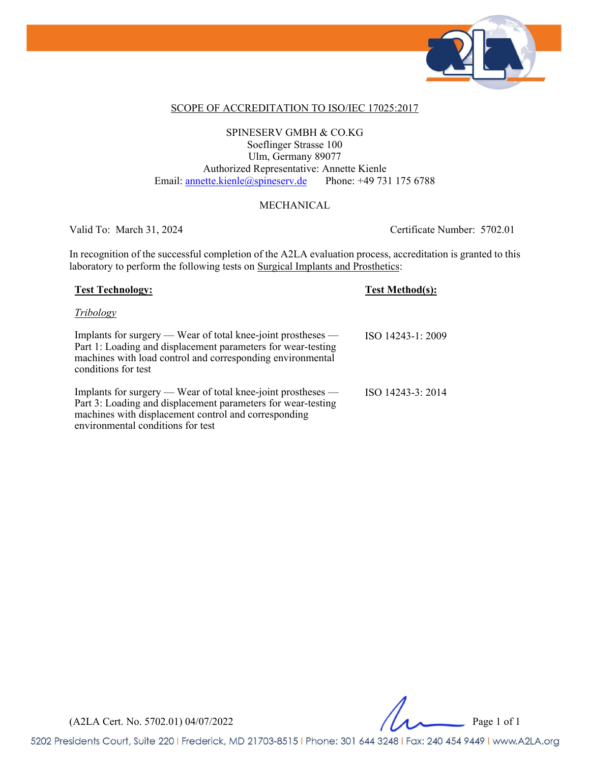# SCOPE OF ACCREDITATION TO ISO/IEC 17025:2017

SPINESERV GMBH & CO.KG
Soeflinger Strasse 100
Ulm, Germany 89077
Authorized Representative: Annette Kienle
Email: annette.kienle@spineserv.de Phone: +49 731 175 6788

## MECHANICAL

Valid To: March 31, 2024 Certificate Number: 5702.01

In recognition of the successful completion of the A2LA evaluation process, accreditation is granted to this laboratory to perform the following tests on Surgical Implants and Prosthetics:

| **Test Technology:** | **Test Method(s):** |
|---|---|
| *Tribology* | |
| Implants for surgery — Wear of total knee-joint prostheses — Part 1: Loading and displacement parameters for wear-testing machines with load control and corresponding environmental conditions for test | ISO 14243-1: 2009 |
| Implants for surgery — Wear of total knee-joint prostheses — Part 3: Loading and displacement parameters for wear-testing machines with displacement control and corresponding environmental conditions for test | ISO 14243-3: 2014 |

(A2LA Cert. No. 5702.01) 04/07/2022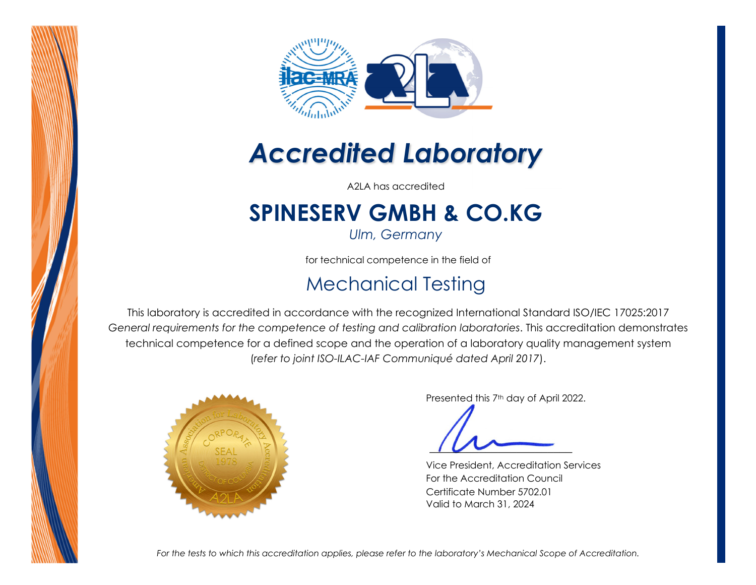# Accredited Laboratory

A2LA has accredited

## SPINESERV GMBH & CO.KG

*Ulm, Germany*

for technical competence in the field of

## Mechanical Testing

This laboratory is accredited in accordance with the recognized International Standard ISO/IEC 17025:2017 *General requirements for the competence of testing and calibration laboratories*. This accreditation demonstrates technical competence for a defined scope and the operation of a laboratory quality management system (*refer to joint ISO-ILAC-IAF Communiqué dated April 2017*).

Presented this 7th day of April 2022.

Vice President, Accreditation Services
For the Accreditation Council
Certificate Number 5702.01
Valid to March 31, 2024

*For the tests to which this accreditation applies, please refer to the laboratory's Mechanical Scope of Accreditation.*